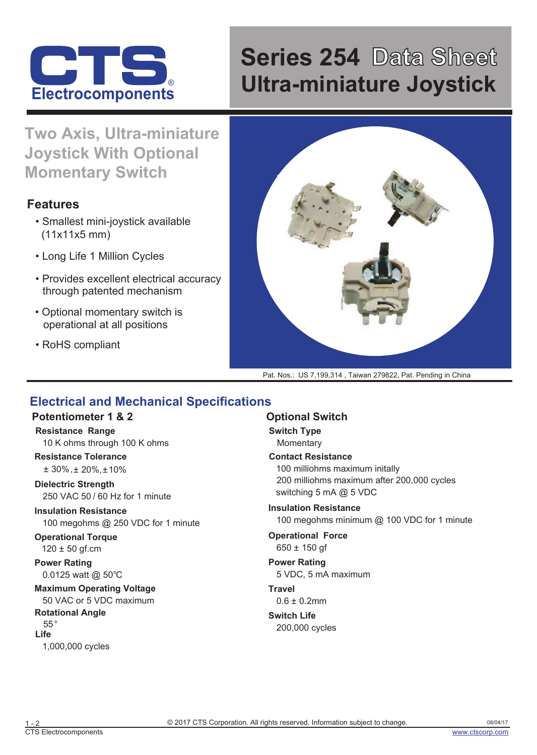# CTS Electrocomponents

# Series 254 Data Sheet
# Ultra-miniature Joystick

## Two Axis, Ultra-miniature Joystick With Optional Momentary Switch

### Features

- Smallest mini-joystick available (11x11x5 mm)
- Long Life 1 Million Cycles
- Provides excellent electrical accuracy through patented mechanism
- Optional momentary switch is operational at all positions
- RoHS compliant

Pat. Nos.: US 7,199,314 , Taiwan 279822, Pat. Pending in China

## Electrical and Mechanical Specifications

### Potentiometer 1 & 2

**Resistance Range**
10 K ohms through 100 K ohms

**Resistance Tolerance**
± 30%, ± 20%, ± 10%

**Dielectric Strength**
250 VAC 50 / 60 Hz for 1 minute

**Insulation Resistance**
100 megohms @ 250 VDC for 1 minute

**Operational Torque**
120 ± 50 gf.cm

**Power Rating**
0.0125 watt @ 50°C

**Maximum Operating Voltage**
50 VAC or 5 VDC maximum

**Rotational Angle**
55°

**Life**
1,000,000 cycles

### Optional Switch

**Switch Type**
Momentary

**Contact Resistance**
100 milliohms maximum initally
200 milliohms maximum after 200,000 cycles
switching 5 mA @ 5 VDC

**Insulation Resistance**
100 megohms minimum @ 100 VDC for 1 minute

**Operational Force**
650 ± 150 gf

**Power Rating**
5 VDC, 5 mA maximum

**Travel**
0.6 ± 0.2mm

**Switch Life**
200,000 cycles

© 2017 CTS Corporation. All rights reserved. Information subject to change.

08/04/17

CTS Electrocomponents

www.ctscorp.com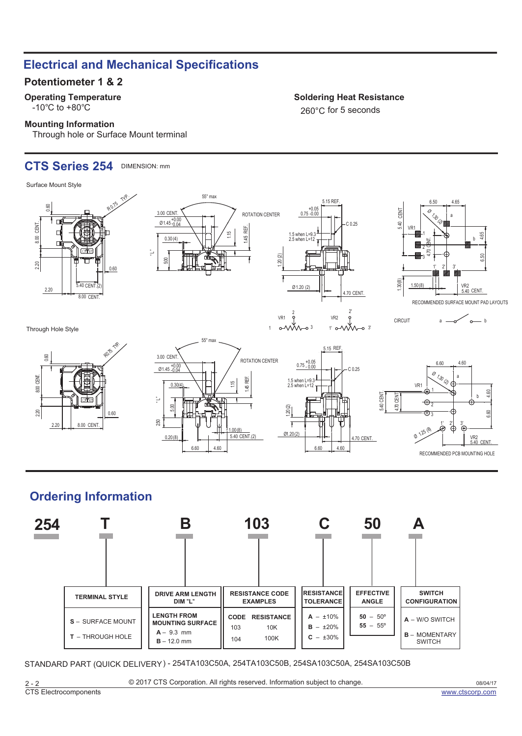## Electrical and Mechanical Specifications

### Potentiometer 1 & 2

**Operating Temperature**
-10°C to +80°C

**Mounting Information**
Through hole or Surface Mount terminal

**Soldering Heat Resistance**
260°C for 5 seconds

## CTS Series 254

DIMENSION: mm

Surface Mount Style

R0.75 TYP.
0.60
8.00 CENT.
2.20
0.60
5.40 CENT.(2)
2.20
8.00 CENT.
55° max
3.00 CENT.
Ø1.45 +0.00 -0.04
0.30(4)
"L"
5.00
1.15
1.45 REF.
ROTATION CENTER
5.15 REF.
0.75 +0.05 -0.00
C 0.25
1.5 when L=9.3
2.5 when L=12
1.20 (2)
Ø1.20 (2)
4.70 CENT.
5.40 CENT.
6.50
4.65
Ø 1.30 (2)
a
VR1
1
2
3
4.70 CENT.
b
4.65
6.50
1'
2'
3'
1.30(8)
1.50(8)
VR2
5.40 CENT.
RECOMMENDED SURFACE MOUNT PAD LAYOUTS

VR1 1 2 3
VR2 1' 2' 3'
CIRCUIT a b

Through Hole Style

R0.75 TYP.
0.60
8.00 CENT.
2.20
0.60
2.20
8.00 CENT.
55° max
3.00 CENT.
Ø1.45 +0.00 -0.04
0.30(4)
"L"
5.00
2.50
1.15
1.45 REF.
ROTATION CENTER
1.00(8)
5.40 CENT.(2)
0.20(8)
6.60
4.60
5.15 REF.
0.75 +0.05 -0.00
C 0.25
1.5 when L=9.3
2.5 when L=12
1.20 (2)
Ø1.20 (2)
4.70 CENT.
6.60
4.60
6.60
4.60
Ø 1.30 (2)
a
VR1
1
2
3
5.40 CENT.
4.70 CENT.
b
4.60
6.60
1'
2'
3'
Ø 1.25 (8)
VR2
5.40 CENT.
RECOMMENDED PCB MOUNTING HOLE

## Ordering Information

254 T B 103 C 50 A

| TERMINAL STYLE | DRIVE ARM LENGTH DIM "L" | RESISTANCE CODE EXAMPLES | RESISTANCE TOLERANCE | EFFECTIVE ANGLE | SWITCH CONFIGURATION |
|---|---|---|---|---|---|
| S – SURFACE MOUNT | LENGTH FROM MOUNTING SURFACE | CODE RESISTANCE | A – ±10% | 50 – 50° | A – W/O SWITCH |
| T – THROUGH HOLE | A – 9.3 mm | 103 10K | B – ±20% | 55 – 55° | B – MOMENTARY SWITCH |
| | B – 12.0 mm | 104 100K | C – ±30% | | |

STANDARD PART (QUICK DELIVERY) - 254TA103C50A, 254TA103C50B, 254SA103C50A, 254SA103C50B

© 2017 CTS Corporation. All rights reserved. Information subject to change.

CTS Electrocomponents 08/04/17 www.ctscorp.com